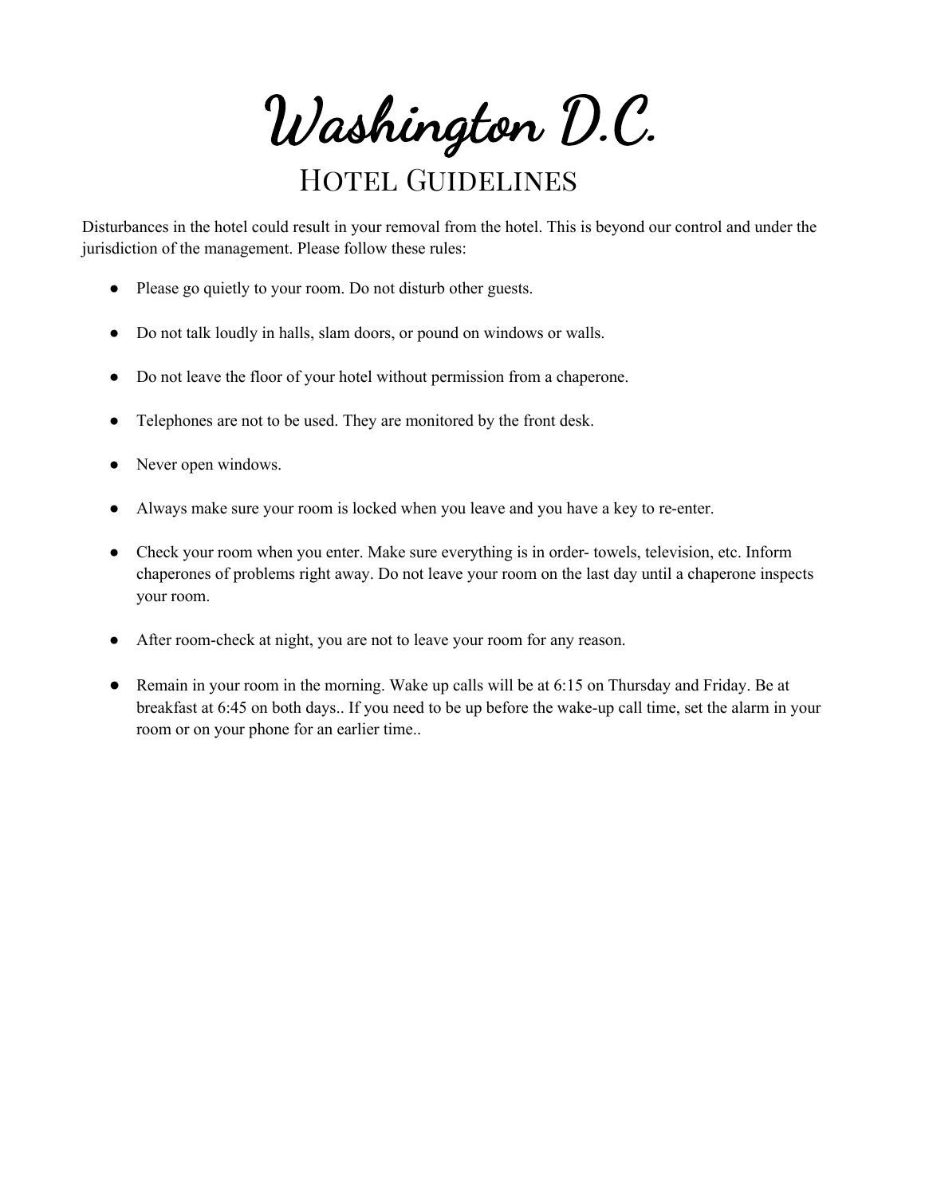# Washington D.C.

## Hotel Guidelines

Disturbances in the hotel could result in your removal from the hotel. This is beyond our control and under the jurisdiction of the management. Please follow these rules:

- Please go quietly to your room. Do not disturb other guests.
- Do not talk loudly in halls, slam doors, or pound on windows or walls.
- Do not leave the floor of your hotel without permission from a chaperone.
- Telephones are not to be used. They are monitored by the front desk.
- Never open windows.
- Always make sure your room is locked when you leave and you have a key to re-enter.
- Check your room when you enter. Make sure everything is in order- towels, television, etc. Inform chaperones of problems right away. Do not leave your room on the last day until a chaperone inspects your room.
- After room-check at night, you are not to leave your room for any reason.
- Remain in your room in the morning. Wake up calls will be at 6:15 on Thursday and Friday. Be at breakfast at 6:45 on both days.. If you need to be up before the wake-up call time, set the alarm in your room or on your phone for an earlier time..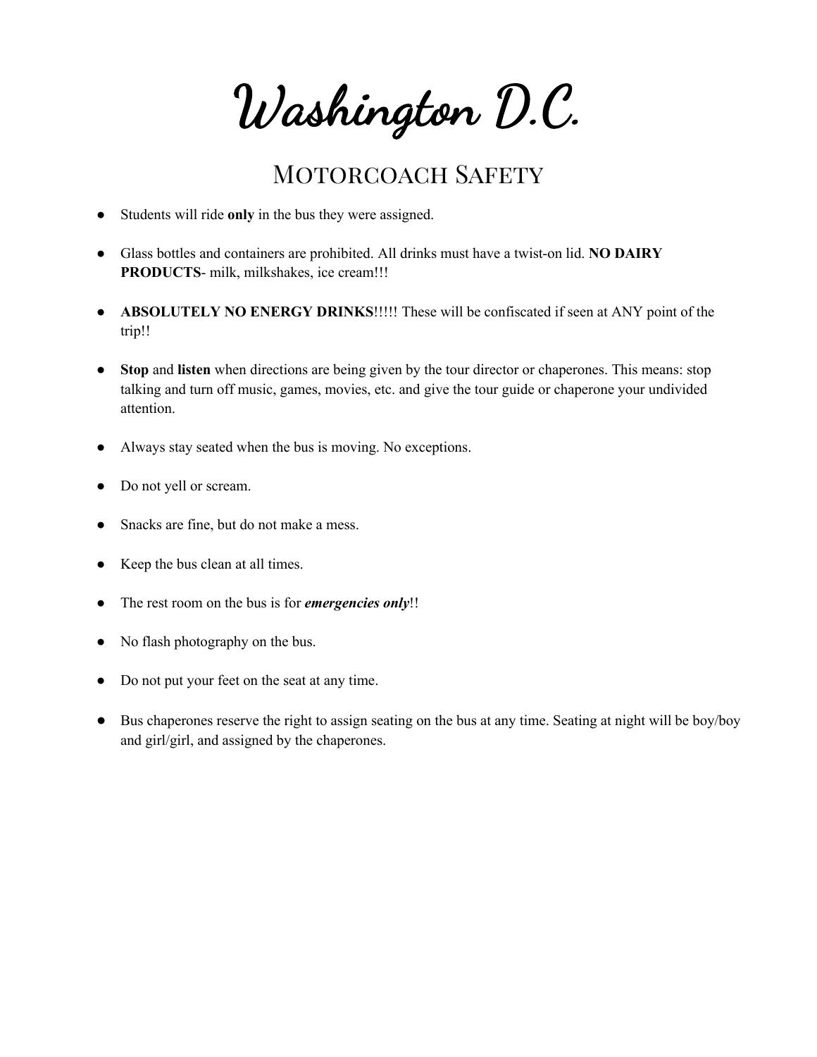# Washington D.C.

## Motorcoach Safety

- Students will ride **only** in the bus they were assigned.
- Glass bottles and containers are prohibited. All drinks must have a twist-on lid. **NO DAIRY PRODUCTS**- milk, milkshakes, ice cream!!!
- **ABSOLUTELY NO ENERGY DRINKS**!!!!! These will be confiscated if seen at ANY point of the trip!!
- **Stop** and **listen** when directions are being given by the tour director or chaperones. This means: stop talking and turn off music, games, movies, etc. and give the tour guide or chaperone your undivided attention.
- Always stay seated when the bus is moving. No exceptions.
- Do not yell or scream.
- Snacks are fine, but do not make a mess.
- Keep the bus clean at all times.
- The rest room on the bus is for ***emergencies only***!!
- No flash photography on the bus.
- Do not put your feet on the seat at any time.
- Bus chaperones reserve the right to assign seating on the bus at any time. Seating at night will be boy/boy and girl/girl, and assigned by the chaperones.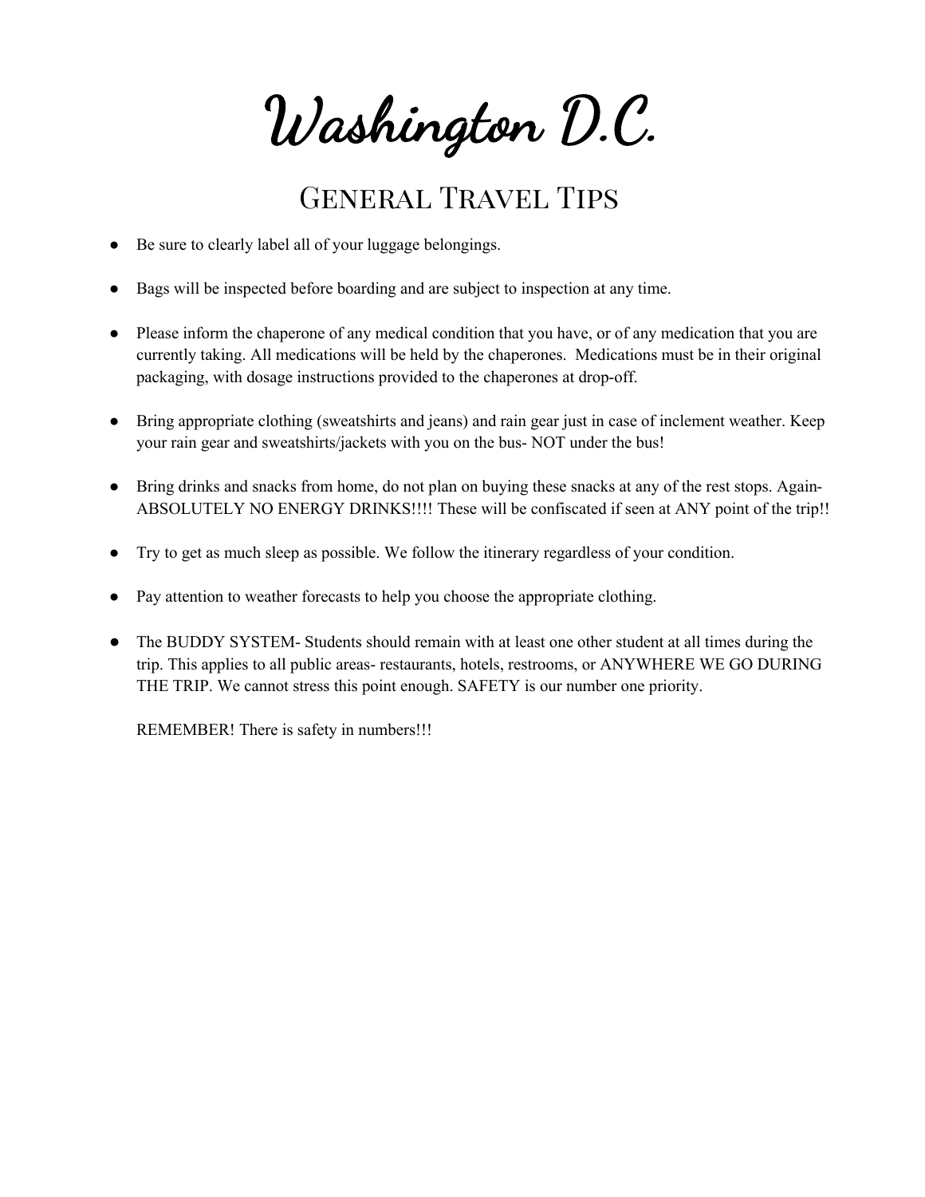# Washington D.C.

## General Travel Tips

- Be sure to clearly label all of your luggage belongings.
- Bags will be inspected before boarding and are subject to inspection at any time.
- Please inform the chaperone of any medical condition that you have, or of any medication that you are currently taking. All medications will be held by the chaperones. Medications must be in their original packaging, with dosage instructions provided to the chaperones at drop-off.
- Bring appropriate clothing (sweatshirts and jeans) and rain gear just in case of inclement weather. Keep your rain gear and sweatshirts/jackets with you on the bus- NOT under the bus!
- Bring drinks and snacks from home, do not plan on buying these snacks at any of the rest stops. Again- ABSOLUTELY NO ENERGY DRINKS!!!! These will be confiscated if seen at ANY point of the trip!!
- Try to get as much sleep as possible. We follow the itinerary regardless of your condition.
- Pay attention to weather forecasts to help you choose the appropriate clothing.
- The BUDDY SYSTEM- Students should remain with at least one other student at all times during the trip. This applies to all public areas- restaurants, hotels, restrooms, or ANYWHERE WE GO DURING THE TRIP. We cannot stress this point enough. SAFETY is our number one priority.

  REMEMBER! There is safety in numbers!!!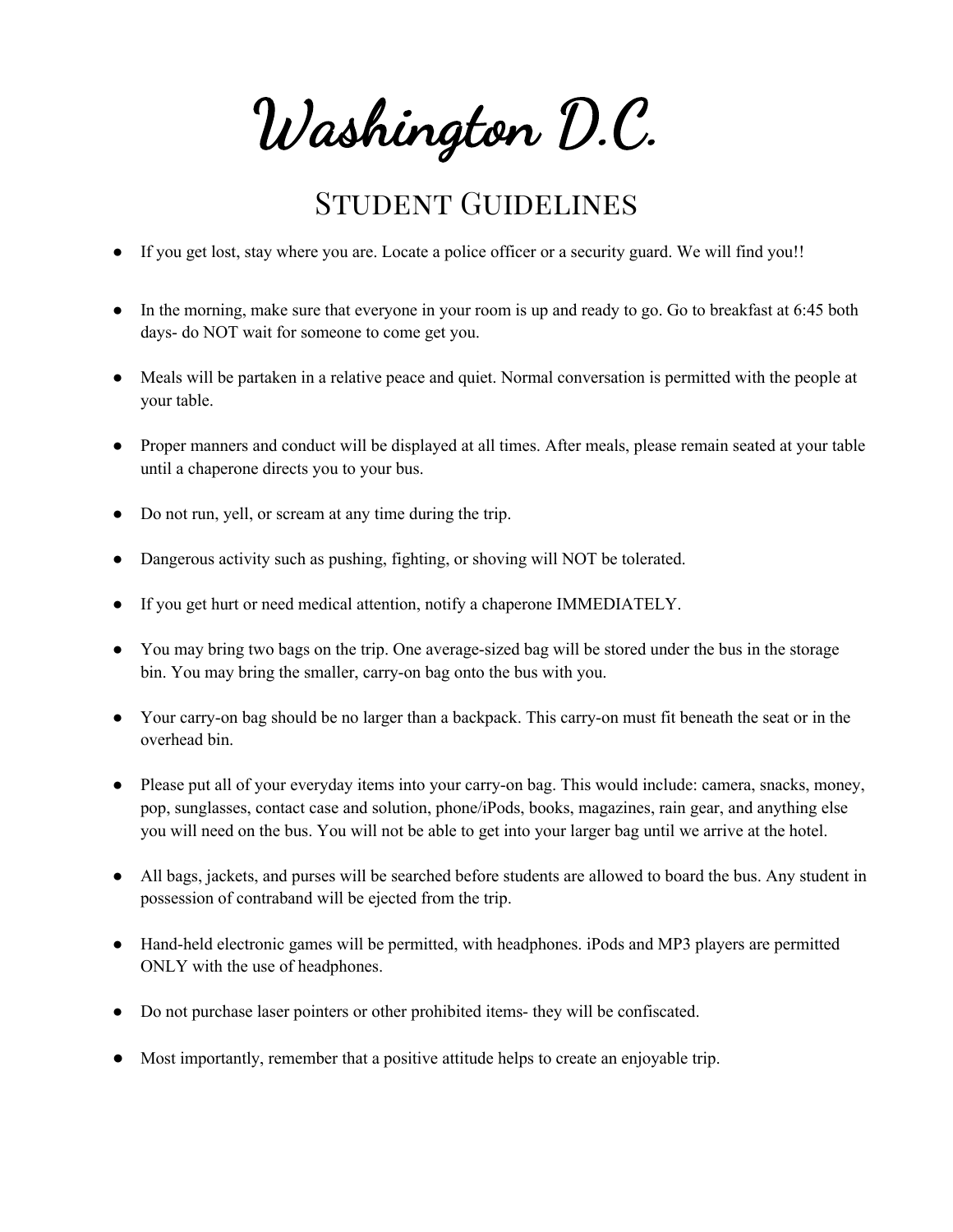# Washington D.C.

## Student Guidelines

- If you get lost, stay where you are. Locate a police officer or a security guard. We will find you!!
- In the morning, make sure that everyone in your room is up and ready to go. Go to breakfast at 6:45 both days- do NOT wait for someone to come get you.
- Meals will be partaken in a relative peace and quiet. Normal conversation is permitted with the people at your table.
- Proper manners and conduct will be displayed at all times. After meals, please remain seated at your table until a chaperone directs you to your bus.
- Do not run, yell, or scream at any time during the trip.
- Dangerous activity such as pushing, fighting, or shoving will NOT be tolerated.
- If you get hurt or need medical attention, notify a chaperone IMMEDIATELY.
- You may bring two bags on the trip. One average-sized bag will be stored under the bus in the storage bin. You may bring the smaller, carry-on bag onto the bus with you.
- Your carry-on bag should be no larger than a backpack. This carry-on must fit beneath the seat or in the overhead bin.
- Please put all of your everyday items into your carry-on bag. This would include: camera, snacks, money, pop, sunglasses, contact case and solution, phone/iPods, books, magazines, rain gear, and anything else you will need on the bus. You will not be able to get into your larger bag until we arrive at the hotel.
- All bags, jackets, and purses will be searched before students are allowed to board the bus. Any student in possession of contraband will be ejected from the trip.
- Hand-held electronic games will be permitted, with headphones. iPods and MP3 players are permitted ONLY with the use of headphones.
- Do not purchase laser pointers or other prohibited items- they will be confiscated.
- Most importantly, remember that a positive attitude helps to create an enjoyable trip.